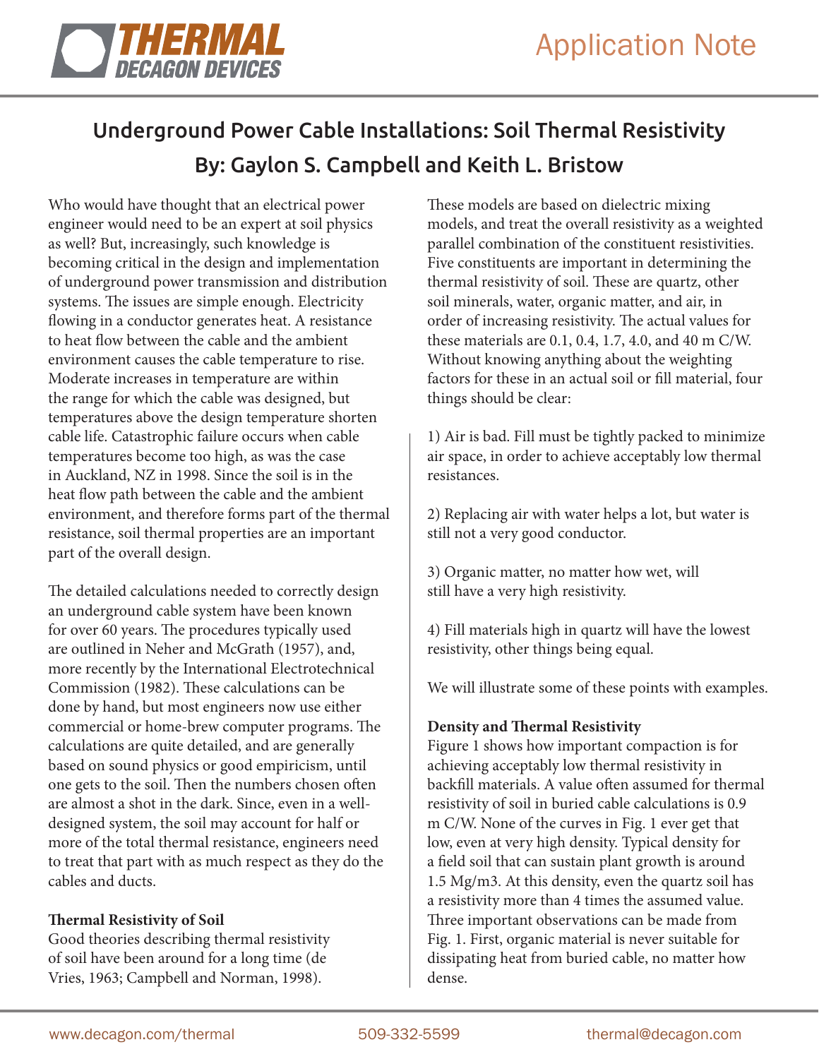# Underground Power Cable Installations: Soil Thermal Resistivity

## By: Gaylon S. Campbell and Keith L. Bristow

Who would have thought that an electrical power engineer would need to be an expert at soil physics as well? But, increasingly, such knowledge is becoming critical in the design and implementation of underground power transmission and distribution systems. The issues are simple enough. Electricity flowing in a conductor generates heat. A resistance to heat flow between the cable and the ambient environment causes the cable temperature to rise. Moderate increases in temperature are within the range for which the cable was designed, but temperatures above the design temperature shorten cable life. Catastrophic failure occurs when cable temperatures become too high, as was the case in Auckland, NZ in 1998. Since the soil is in the heat flow path between the cable and the ambient environment, and therefore forms part of the thermal resistance, soil thermal properties are an important part of the overall design.

The detailed calculations needed to correctly design an underground cable system have been known for over 60 years. The procedures typically used are outlined in Neher and McGrath (1957), and, more recently by the International Electrotechnical Commission (1982). These calculations can be done by hand, but most engineers now use either commercial or home-brew computer programs. The calculations are quite detailed, and are generally based on sound physics or good empiricism, until one gets to the soil. Then the numbers chosen often are almost a shot in the dark. Since, even in a well-designed system, the soil may account for half or more of the total thermal resistance, engineers need to treat that part with as much respect as they do the cables and ducts.

**Thermal Resistivity of Soil**

Good theories describing thermal resistivity of soil have been around for a long time (de Vries, 1963; Campbell and Norman, 1998). These models are based on dielectric mixing models, and treat the overall resistivity as a weighted parallel combination of the constituent resistivities. Five constituents are important in determining the thermal resistivity of soil. These are quartz, other soil minerals, water, organic matter, and air, in order of increasing resistivity. The actual values for these materials are 0.1, 0.4, 1.7, 4.0, and 40 m C/W. Without knowing anything about the weighting factors for these in an actual soil or fill material, four things should be clear:

1) Air is bad. Fill must be tightly packed to minimize air space, in order to achieve acceptably low thermal resistances.

2) Replacing air with water helps a lot, but water is still not a very good conductor.

3) Organic matter, no matter how wet, will still have a very high resistivity.

4) Fill materials high in quartz will have the lowest resistivity, other things being equal.

We will illustrate some of these points with examples.

**Density and Thermal Resistivity**

Figure 1 shows how important compaction is for achieving acceptably low thermal resistivity in backfill materials. A value often assumed for thermal resistivity of soil in buried cable calculations is 0.9 m C/W. None of the curves in Fig. 1 ever get that low, even at very high density. Typical density for a field soil that can sustain plant growth is around 1.5 Mg/m3. At this density, even the quartz soil has a resistivity more than 4 times the assumed value. Three important observations can be made from Fig. 1. First, organic material is never suitable for dissipating heat from buried cable, no matter how dense.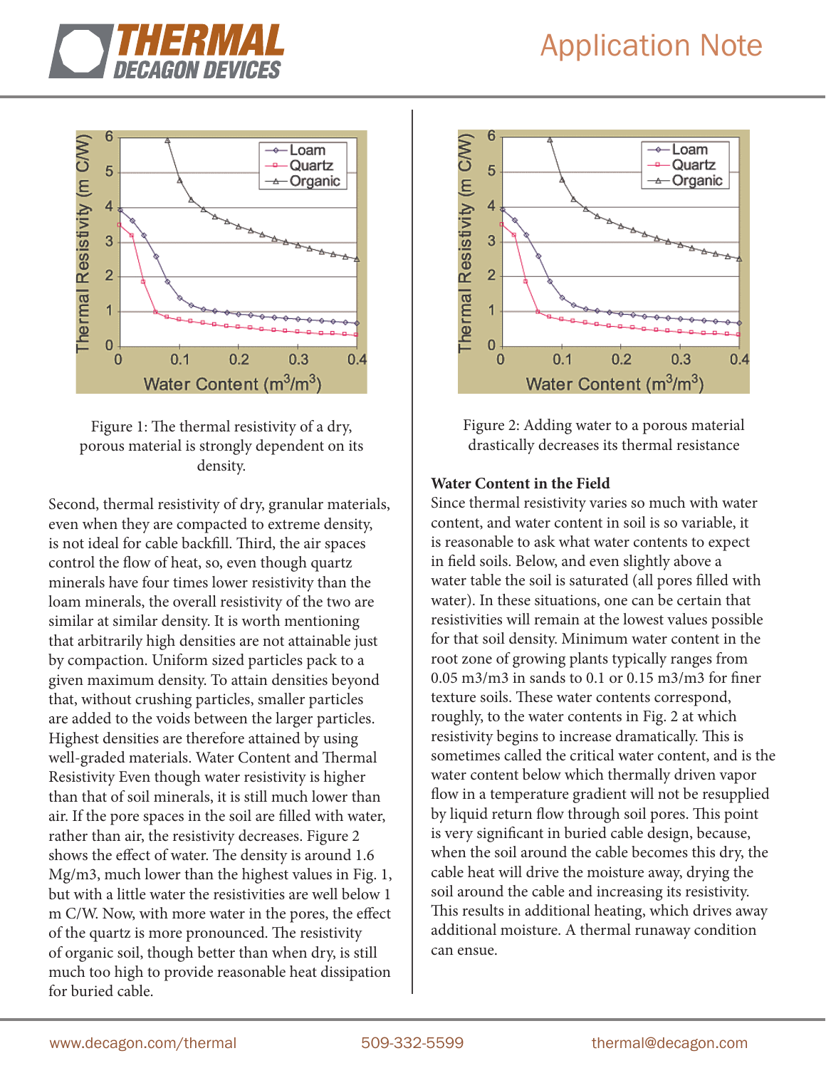Figure 1: The thermal resistivity of a dry, porous material is strongly dependent on its density.

Second, thermal resistivity of dry, granular materials, even when they are compacted to extreme density, is not ideal for cable backfill. Third, the air spaces control the flow of heat, so, even though quartz minerals have four times lower resistivity than the loam minerals, the overall resistivity of the two are similar at similar density. It is worth mentioning that arbitrarily high densities are not attainable just by compaction. Uniform sized particles pack to a given maximum density. To attain densities beyond that, without crushing particles, smaller particles are added to the voids between the larger particles. Highest densities are therefore attained by using well-graded materials. Water Content and Thermal Resistivity Even though water resistivity is higher than that of soil minerals, it is still much lower than air. If the pore spaces in the soil are filled with water, rather than air, the resistivity decreases. Figure 2 shows the effect of water. The density is around 1.6 Mg/m3, much lower than the highest values in Fig. 1, but with a little water the resistivities are well below 1 m C/W. Now, with more water in the pores, the effect of the quartz is more pronounced. The resistivity of organic soil, though better than when dry, is still much too high to provide reasonable heat dissipation for buried cable.

Figure 2: Adding water to a porous material drastically decreases its thermal resistance

**Water Content in the Field**

Since thermal resistivity varies so much with water content, and water content in soil is so variable, it is reasonable to ask what water contents to expect in field soils. Below, and even slightly above a water table the soil is saturated (all pores filled with water). In these situations, one can be certain that resistivities will remain at the lowest values possible for that soil density. Minimum water content in the root zone of growing plants typically ranges from 0.05 m3/m3 in sands to 0.1 or 0.15 m3/m3 for finer texture soils. These water contents correspond, roughly, to the water contents in Fig. 2 at which resistivity begins to increase dramatically. This is sometimes called the critical water content, and is the water content below which thermally driven vapor flow in a temperature gradient will not be resupplied by liquid return flow through soil pores. This point is very significant in buried cable design, because, when the soil around the cable becomes this dry, the cable heat will drive the moisture away, drying the soil around the cable and increasing its resistivity. This results in additional heating, which drives away additional moisture. A thermal runaway condition can ensue.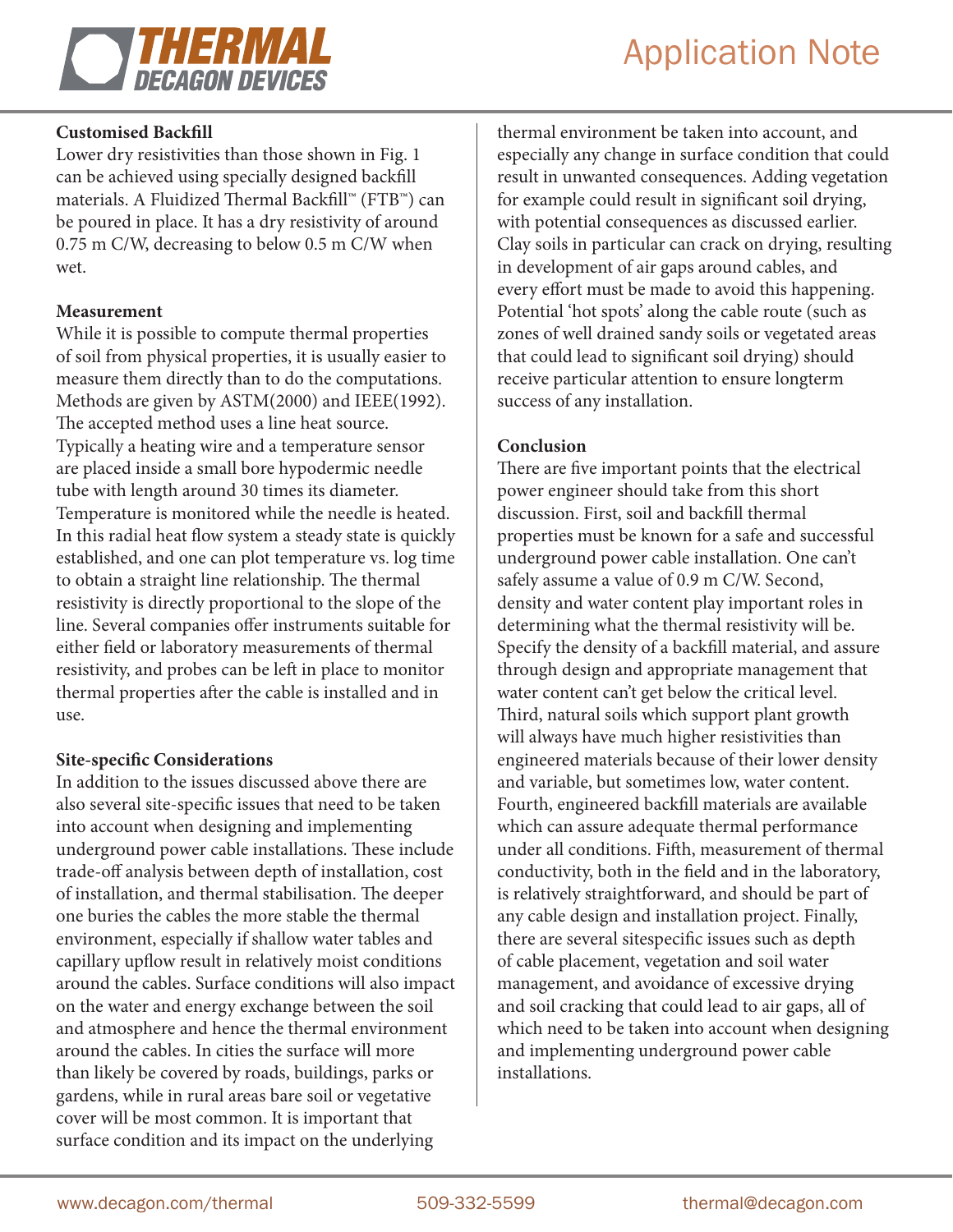### Customised Backfill

Lower dry resistivities than those shown in Fig. 1 can be achieved using specially designed backfill materials. A Fluidized Thermal Backfill™ (FTB™) can be poured in place. It has a dry resistivity of around 0.75 m C/W, decreasing to below 0.5 m C/W when wet.

### Measurement

While it is possible to compute thermal properties of soil from physical properties, it is usually easier to measure them directly than to do the computations. Methods are given by ASTM(2000) and IEEE(1992). The accepted method uses a line heat source. Typically a heating wire and a temperature sensor are placed inside a small bore hypodermic needle tube with length around 30 times its diameter. Temperature is monitored while the needle is heated. In this radial heat flow system a steady state is quickly established, and one can plot temperature vs. log time to obtain a straight line relationship. The thermal resistivity is directly proportional to the slope of the line. Several companies offer instruments suitable for either field or laboratory measurements of thermal resistivity, and probes can be left in place to monitor thermal properties after the cable is installed and in use.

### Site-specific Considerations

In addition to the issues discussed above there are also several site-specific issues that need to be taken into account when designing and implementing underground power cable installations. These include trade-off analysis between depth of installation, cost of installation, and thermal stabilisation. The deeper one buries the cables the more stable the thermal environment, especially if shallow water tables and capillary upflow result in relatively moist conditions around the cables. Surface conditions will also impact on the water and energy exchange between the soil and atmosphere and hence the thermal environment around the cables. In cities the surface will more than likely be covered by roads, buildings, parks or gardens, while in rural areas bare soil or vegetative cover will be most common. It is important that surface condition and its impact on the underlying thermal environment be taken into account, and especially any change in surface condition that could result in unwanted consequences. Adding vegetation for example could result in significant soil drying, with potential consequences as discussed earlier. Clay soils in particular can crack on drying, resulting in development of air gaps around cables, and every effort must be made to avoid this happening. Potential 'hot spots' along the cable route (such as zones of well drained sandy soils or vegetated areas that could lead to significant soil drying) should receive particular attention to ensure longterm success of any installation.

### Conclusion

There are five important points that the electrical power engineer should take from this short discussion. First, soil and backfill thermal properties must be known for a safe and successful underground power cable installation. One can't safely assume a value of 0.9 m C/W. Second, density and water content play important roles in determining what the thermal resistivity will be. Specify the density of a backfill material, and assure through design and appropriate management that water content can't get below the critical level. Third, natural soils which support plant growth will always have much higher resistivities than engineered materials because of their lower density and variable, but sometimes low, water content. Fourth, engineered backfill materials are available which can assure adequate thermal performance under all conditions. Fifth, measurement of thermal conductivity, both in the field and in the laboratory, is relatively straightforward, and should be part of any cable design and installation project. Finally, there are several sitespecific issues such as depth of cable placement, vegetation and soil water management, and avoidance of excessive drying and soil cracking that could lead to air gaps, all of which need to be taken into account when designing and implementing underground power cable installations.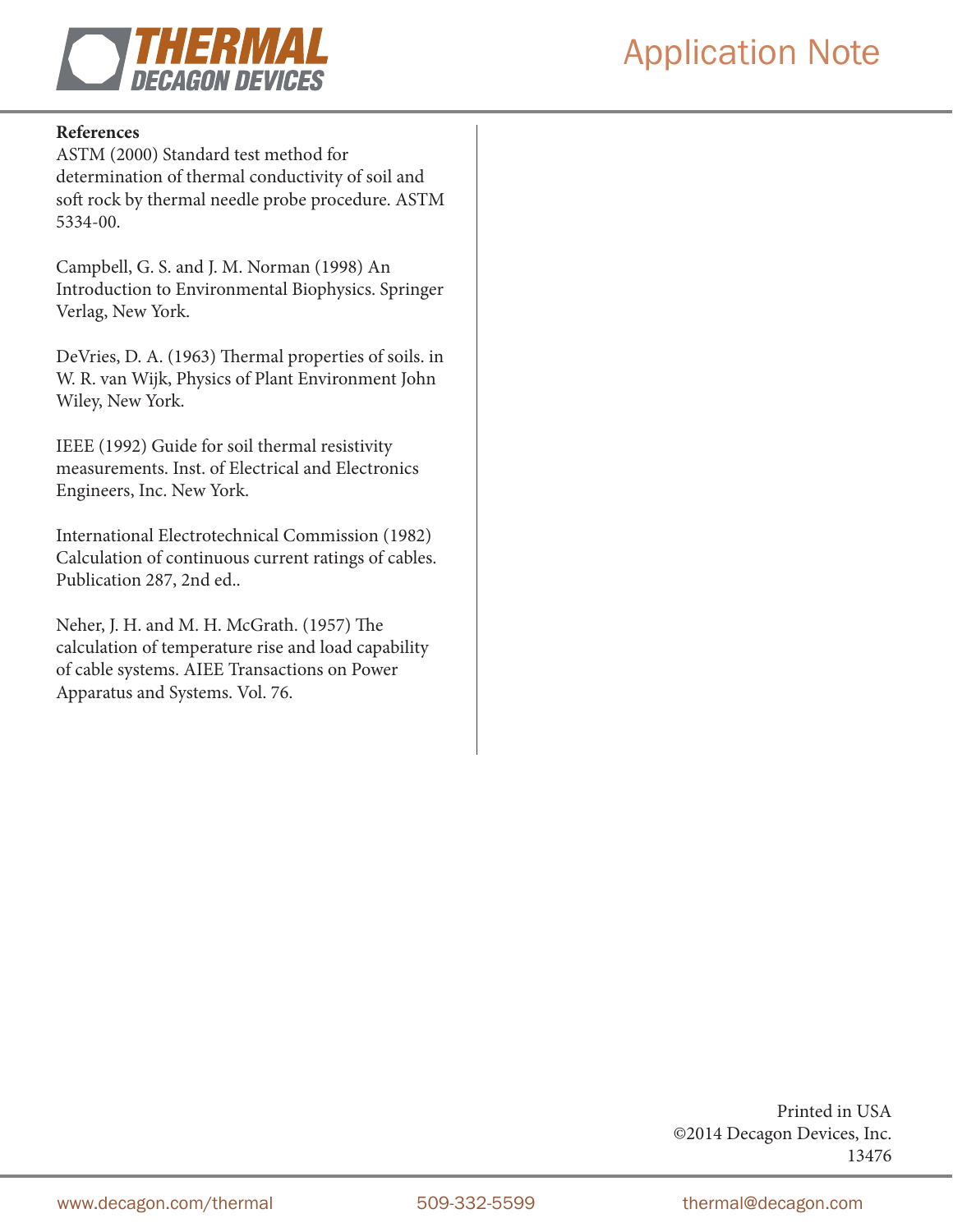**References**

ASTM (2000) Standard test method for determination of thermal conductivity of soil and soft rock by thermal needle probe procedure. ASTM 5334-00.

Campbell, G. S. and J. M. Norman (1998) An Introduction to Environmental Biophysics. Springer Verlag, New York.

DeVries, D. A. (1963) Thermal properties of soils. in W. R. van Wijk, Physics of Plant Environment John Wiley, New York.

IEEE (1992) Guide for soil thermal resistivity measurements. Inst. of Electrical and Electronics Engineers, Inc. New York.

International Electrotechnical Commission (1982) Calculation of continuous current ratings of cables. Publication 287, 2nd ed..

Neher, J. H. and M. H. McGrath. (1957) The calculation of temperature rise and load capability of cable systems. AIEE Transactions on Power Apparatus and Systems. Vol. 76.

Printed in USA
©2014 Decagon Devices, Inc.
13476